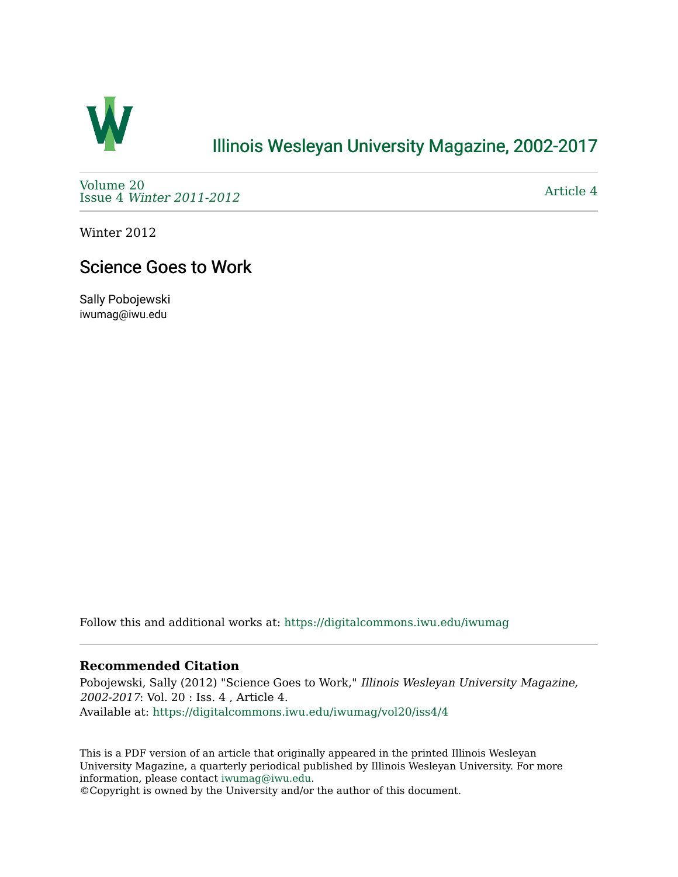# Illinois Wesleyan University Magazine, 2002-2017

Volume 20
Issue 4 *Winter 2011-2012*

Article 4

Winter 2012

## Science Goes to Work

Sally Pobojewski
iwumag@iwu.edu

Follow this and additional works at: https://digitalcommons.iwu.edu/iwumag

**Recommended Citation**

Pobojewski, Sally (2012) "Science Goes to Work," *Illinois Wesleyan University Magazine, 2002-2017*: Vol. 20 : Iss. 4 , Article 4.
Available at: https://digitalcommons.iwu.edu/iwumag/vol20/iss4/4

This is a PDF version of an article that originally appeared in the printed Illinois Wesleyan University Magazine, a quarterly periodical published by Illinois Wesleyan University. For more information, please contact iwumag@iwu.edu.
©Copyright is owned by the University and/or the author of this document.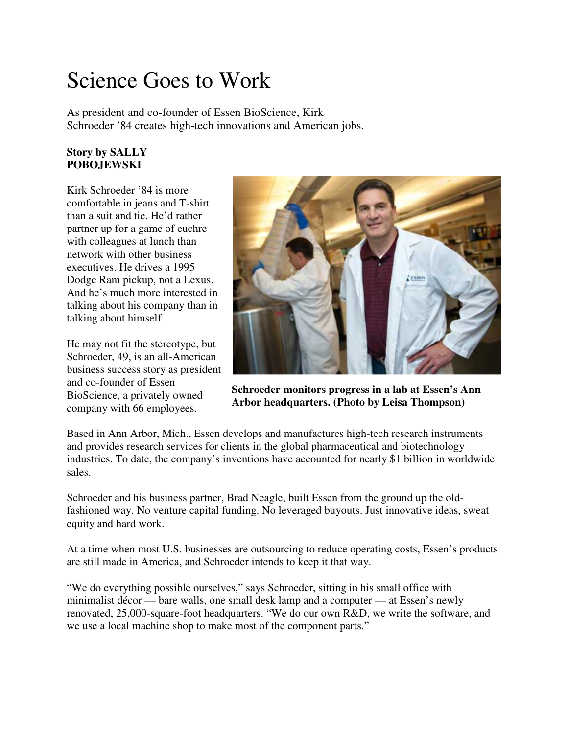# Science Goes to Work

As president and co-founder of Essen BioScience, Kirk Schroeder '84 creates high-tech innovations and American jobs.

**Story by SALLY POBOJEWSKI**

Kirk Schroeder '84 is more comfortable in jeans and T-shirt than a suit and tie. He'd rather partner up for a game of euchre with colleagues at lunch than network with other business executives. He drives a 1995 Dodge Ram pickup, not a Lexus. And he's much more interested in talking about his company than in talking about himself.

He may not fit the stereotype, but Schroeder, 49, is an all-American business success story as president and co-founder of Essen BioScience, a privately owned company with 66 employees.

**Schroeder monitors progress in a lab at Essen's Ann Arbor headquarters. (Photo by Leisa Thompson)**

Based in Ann Arbor, Mich., Essen develops and manufactures high-tech research instruments and provides research services for clients in the global pharmaceutical and biotechnology industries. To date, the company's inventions have accounted for nearly $1 billion in worldwide sales.

Schroeder and his business partner, Brad Neagle, built Essen from the ground up the old-fashioned way. No venture capital funding. No leveraged buyouts. Just innovative ideas, sweat equity and hard work.

At a time when most U.S. businesses are outsourcing to reduce operating costs, Essen's products are still made in America, and Schroeder intends to keep it that way.

"We do everything possible ourselves," says Schroeder, sitting in his small office with minimalist décor — bare walls, one small desk lamp and a computer — at Essen's newly renovated, 25,000-square-foot headquarters. "We do our own R&D, we write the software, and we use a local machine shop to make most of the component parts."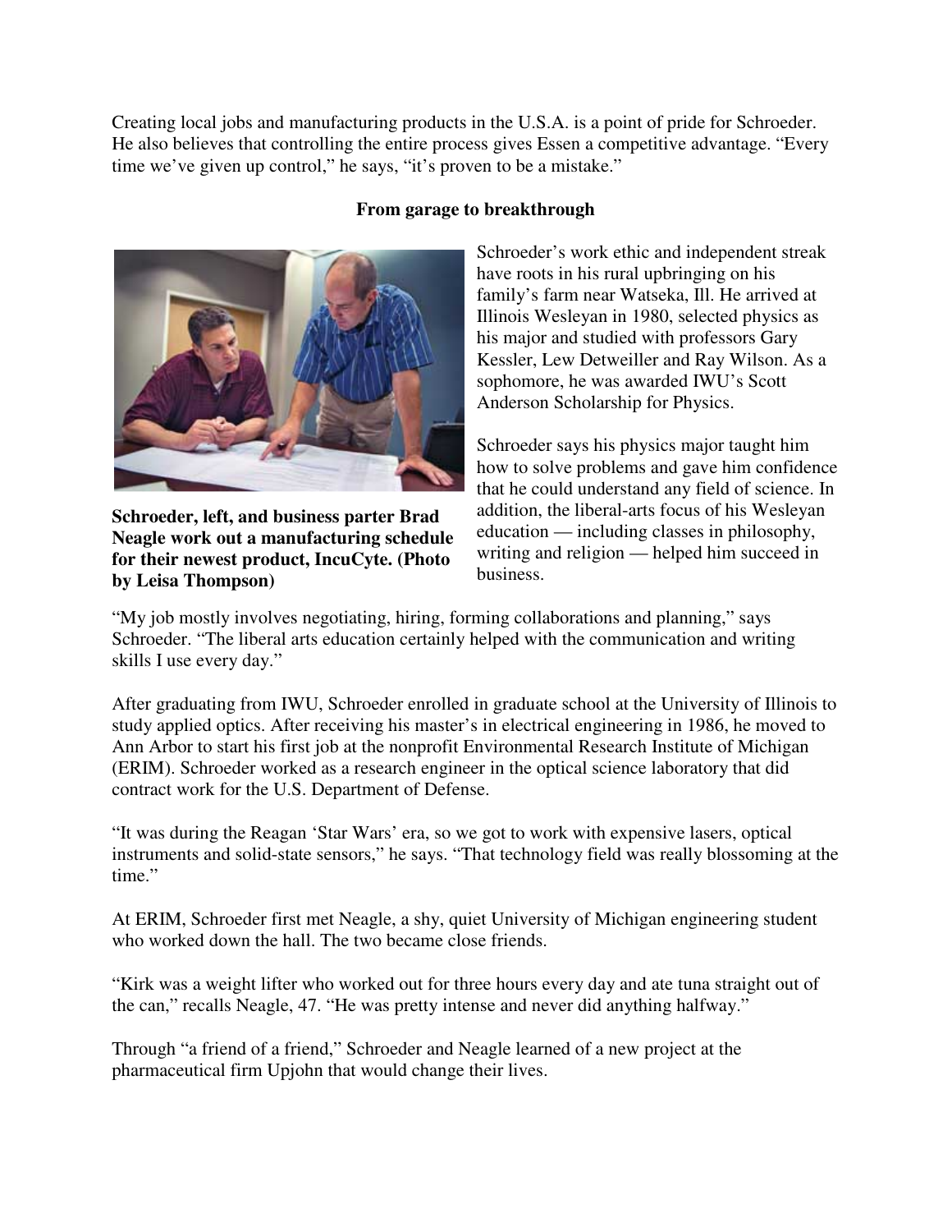Creating local jobs and manufacturing products in the U.S.A. is a point of pride for Schroeder. He also believes that controlling the entire process gives Essen a competitive advantage. "Every time we've given up control," he says, "it's proven to be a mistake."

### From garage to breakthrough

**Schroeder, left, and business parter Brad Neagle work out a manufacturing schedule for their newest product, IncuCyte. (Photo by Leisa Thompson)**

Schroeder's work ethic and independent streak have roots in his rural upbringing on his family's farm near Watseka, Ill. He arrived at Illinois Wesleyan in 1980, selected physics as his major and studied with professors Gary Kessler, Lew Detweiller and Ray Wilson. As a sophomore, he was awarded IWU's Scott Anderson Scholarship for Physics.

Schroeder says his physics major taught him how to solve problems and gave him confidence that he could understand any field of science. In addition, the liberal-arts focus of his Wesleyan education — including classes in philosophy, writing and religion — helped him succeed in business.

"My job mostly involves negotiating, hiring, forming collaborations and planning," says Schroeder. "The liberal arts education certainly helped with the communication and writing skills I use every day."

After graduating from IWU, Schroeder enrolled in graduate school at the University of Illinois to study applied optics. After receiving his master's in electrical engineering in 1986, he moved to Ann Arbor to start his first job at the nonprofit Environmental Research Institute of Michigan (ERIM). Schroeder worked as a research engineer in the optical science laboratory that did contract work for the U.S. Department of Defense.

"It was during the Reagan 'Star Wars' era, so we got to work with expensive lasers, optical instruments and solid-state sensors," he says. "That technology field was really blossoming at the time."

At ERIM, Schroeder first met Neagle, a shy, quiet University of Michigan engineering student who worked down the hall. The two became close friends.

"Kirk was a weight lifter who worked out for three hours every day and ate tuna straight out of the can," recalls Neagle, 47. "He was pretty intense and never did anything halfway."

Through "a friend of a friend," Schroeder and Neagle learned of a new project at the pharmaceutical firm Upjohn that would change their lives.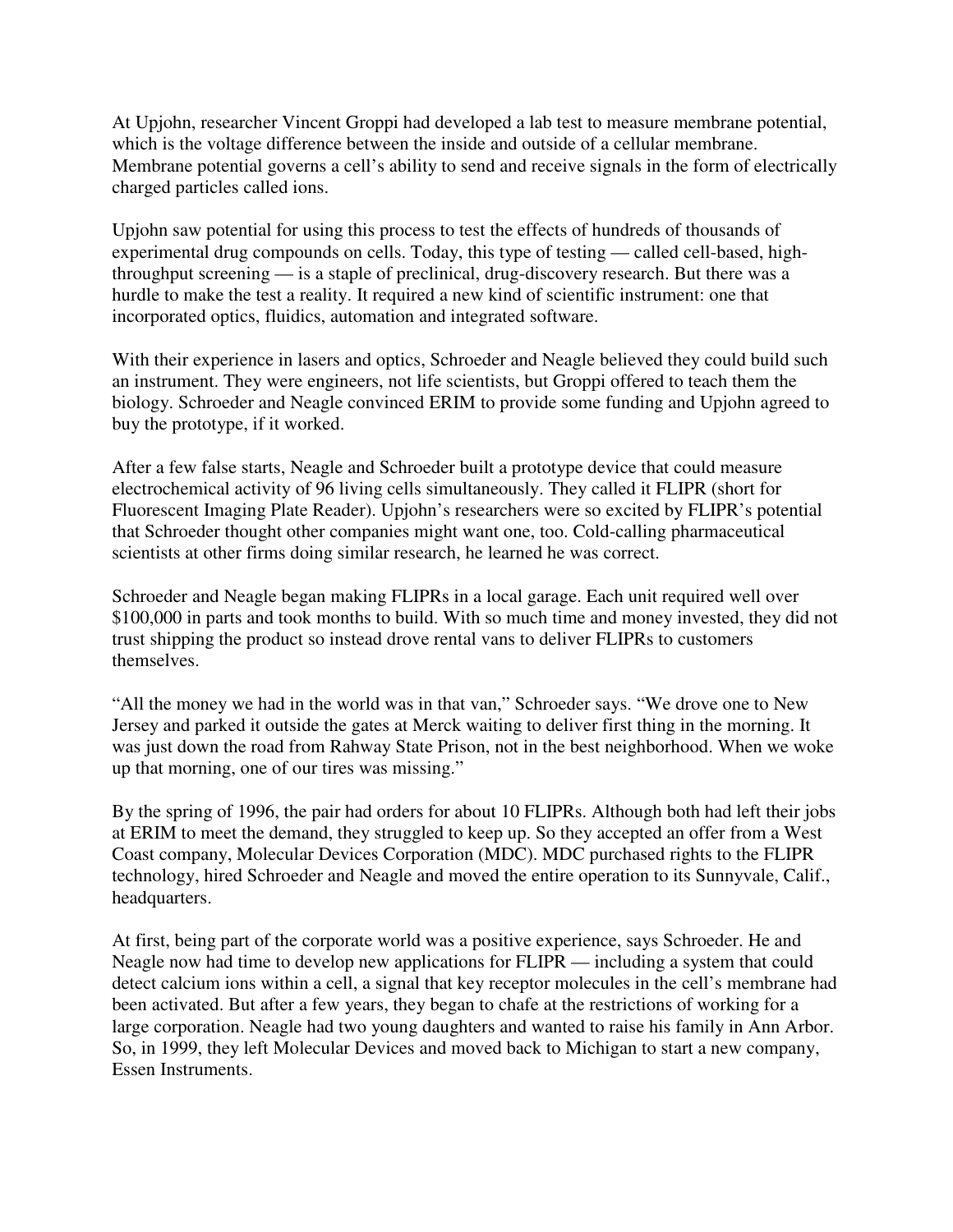At Upjohn, researcher Vincent Groppi had developed a lab test to measure membrane potential, which is the voltage difference between the inside and outside of a cellular membrane. Membrane potential governs a cell's ability to send and receive signals in the form of electrically charged particles called ions.

Upjohn saw potential for using this process to test the effects of hundreds of thousands of experimental drug compounds on cells. Today, this type of testing — called cell-based, high-throughput screening — is a staple of preclinical, drug-discovery research. But there was a hurdle to make the test a reality. It required a new kind of scientific instrument: one that incorporated optics, fluidics, automation and integrated software.

With their experience in lasers and optics, Schroeder and Neagle believed they could build such an instrument. They were engineers, not life scientists, but Groppi offered to teach them the biology. Schroeder and Neagle convinced ERIM to provide some funding and Upjohn agreed to buy the prototype, if it worked.

After a few false starts, Neagle and Schroeder built a prototype device that could measure electrochemical activity of 96 living cells simultaneously. They called it FLIPR (short for Fluorescent Imaging Plate Reader). Upjohn's researchers were so excited by FLIPR's potential that Schroeder thought other companies might want one, too. Cold-calling pharmaceutical scientists at other firms doing similar research, he learned he was correct.

Schroeder and Neagle began making FLIPRs in a local garage. Each unit required well over $100,000 in parts and took months to build. With so much time and money invested, they did not trust shipping the product so instead drove rental vans to deliver FLIPRs to customers themselves.

"All the money we had in the world was in that van," Schroeder says. "We drove one to New Jersey and parked it outside the gates at Merck waiting to deliver first thing in the morning. It was just down the road from Rahway State Prison, not in the best neighborhood. When we woke up that morning, one of our tires was missing."

By the spring of 1996, the pair had orders for about 10 FLIPRs. Although both had left their jobs at ERIM to meet the demand, they struggled to keep up. So they accepted an offer from a West Coast company, Molecular Devices Corporation (MDC). MDC purchased rights to the FLIPR technology, hired Schroeder and Neagle and moved the entire operation to its Sunnyvale, Calif., headquarters.

At first, being part of the corporate world was a positive experience, says Schroeder. He and Neagle now had time to develop new applications for FLIPR — including a system that could detect calcium ions within a cell, a signal that key receptor molecules in the cell's membrane had been activated. But after a few years, they began to chafe at the restrictions of working for a large corporation. Neagle had two young daughters and wanted to raise his family in Ann Arbor. So, in 1999, they left Molecular Devices and moved back to Michigan to start a new company, Essen Instruments.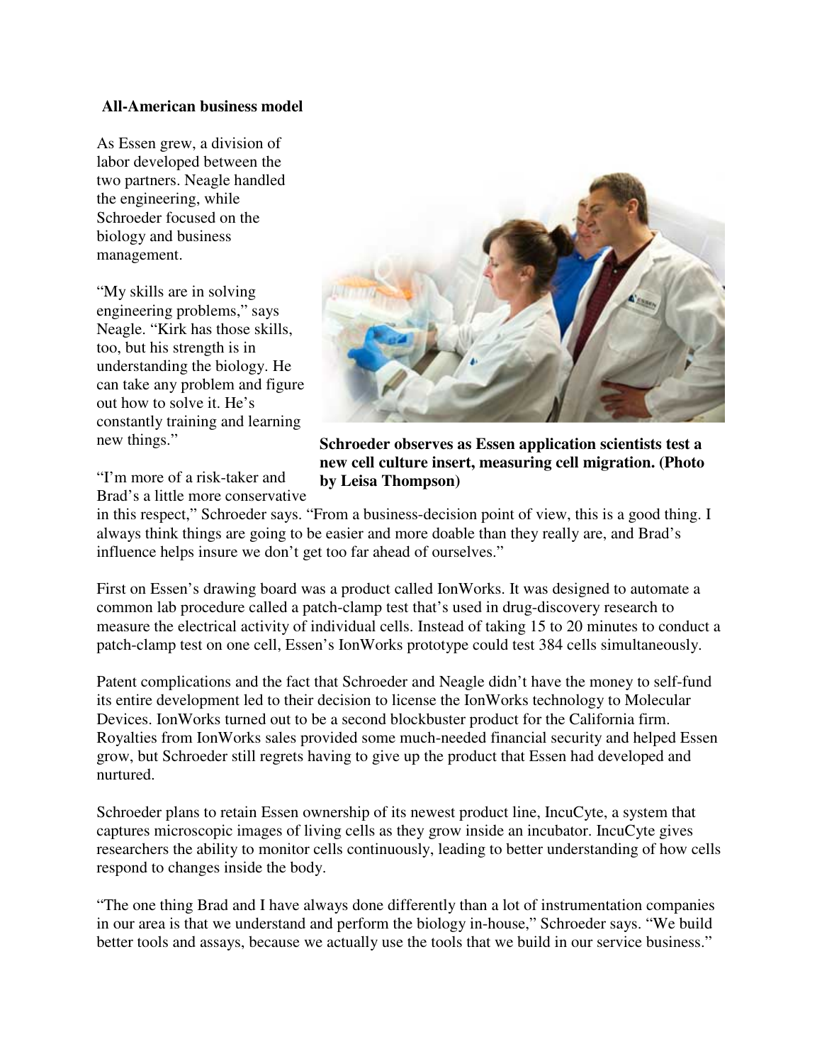**All-American business model**

As Essen grew, a division of labor developed between the two partners. Neagle handled the engineering, while Schroeder focused on the biology and business management.

"My skills are in solving engineering problems," says Neagle. "Kirk has those skills, too, but his strength is in understanding the biology. He can take any problem and figure out how to solve it. He's constantly training and learning new things."

**Schroeder observes as Essen application scientists test a new cell culture insert, measuring cell migration. (Photo by Leisa Thompson)**

"I'm more of a risk-taker and Brad's a little more conservative in this respect," Schroeder says. "From a business-decision point of view, this is a good thing. I always think things are going to be easier and more doable than they really are, and Brad's influence helps insure we don't get too far ahead of ourselves."

First on Essen's drawing board was a product called IonWorks. It was designed to automate a common lab procedure called a patch-clamp test that's used in drug-discovery research to measure the electrical activity of individual cells. Instead of taking 15 to 20 minutes to conduct a patch-clamp test on one cell, Essen's IonWorks prototype could test 384 cells simultaneously.

Patent complications and the fact that Schroeder and Neagle didn't have the money to self-fund its entire development led to their decision to license the IonWorks technology to Molecular Devices. IonWorks turned out to be a second blockbuster product for the California firm. Royalties from IonWorks sales provided some much-needed financial security and helped Essen grow, but Schroeder still regrets having to give up the product that Essen had developed and nurtured.

Schroeder plans to retain Essen ownership of its newest product line, IncuCyte, a system that captures microscopic images of living cells as they grow inside an incubator. IncuCyte gives researchers the ability to monitor cells continuously, leading to better understanding of how cells respond to changes inside the body.

"The one thing Brad and I have always done differently than a lot of instrumentation companies in our area is that we understand and perform the biology in-house," Schroeder says. "We build better tools and assays, because we actually use the tools that we build in our service business."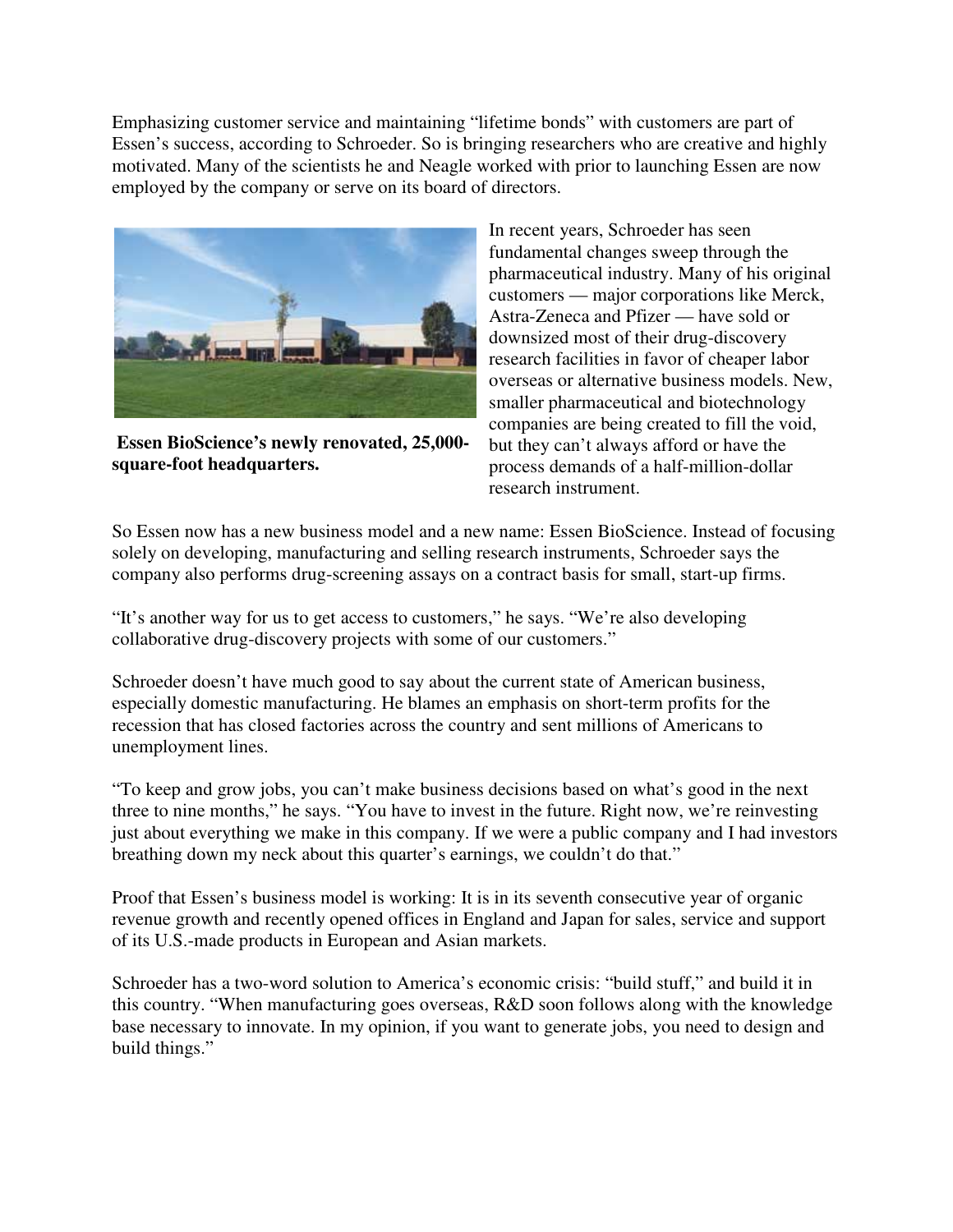Emphasizing customer service and maintaining "lifetime bonds" with customers are part of Essen's success, according to Schroeder. So is bringing researchers who are creative and highly motivated. Many of the scientists he and Neagle worked with prior to launching Essen are now employed by the company or serve on its board of directors.

**Essen BioScience's newly renovated, 25,000-square-foot headquarters.**

In recent years, Schroeder has seen fundamental changes sweep through the pharmaceutical industry. Many of his original customers — major corporations like Merck, Astra-Zeneca and Pfizer — have sold or downsized most of their drug-discovery research facilities in favor of cheaper labor overseas or alternative business models. New, smaller pharmaceutical and biotechnology companies are being created to fill the void, but they can't always afford or have the process demands of a half-million-dollar research instrument.

So Essen now has a new business model and a new name: Essen BioScience. Instead of focusing solely on developing, manufacturing and selling research instruments, Schroeder says the company also performs drug-screening assays on a contract basis for small, start-up firms.

"It's another way for us to get access to customers," he says. "We're also developing collaborative drug-discovery projects with some of our customers."

Schroeder doesn't have much good to say about the current state of American business, especially domestic manufacturing. He blames an emphasis on short-term profits for the recession that has closed factories across the country and sent millions of Americans to unemployment lines.

"To keep and grow jobs, you can't make business decisions based on what's good in the next three to nine months," he says. "You have to invest in the future. Right now, we're reinvesting just about everything we make in this company. If we were a public company and I had investors breathing down my neck about this quarter's earnings, we couldn't do that."

Proof that Essen's business model is working: It is in its seventh consecutive year of organic revenue growth and recently opened offices in England and Japan for sales, service and support of its U.S.-made products in European and Asian markets.

Schroeder has a two-word solution to America's economic crisis: "build stuff," and build it in this country. "When manufacturing goes overseas, R&D soon follows along with the knowledge base necessary to innovate. In my opinion, if you want to generate jobs, you need to design and build things."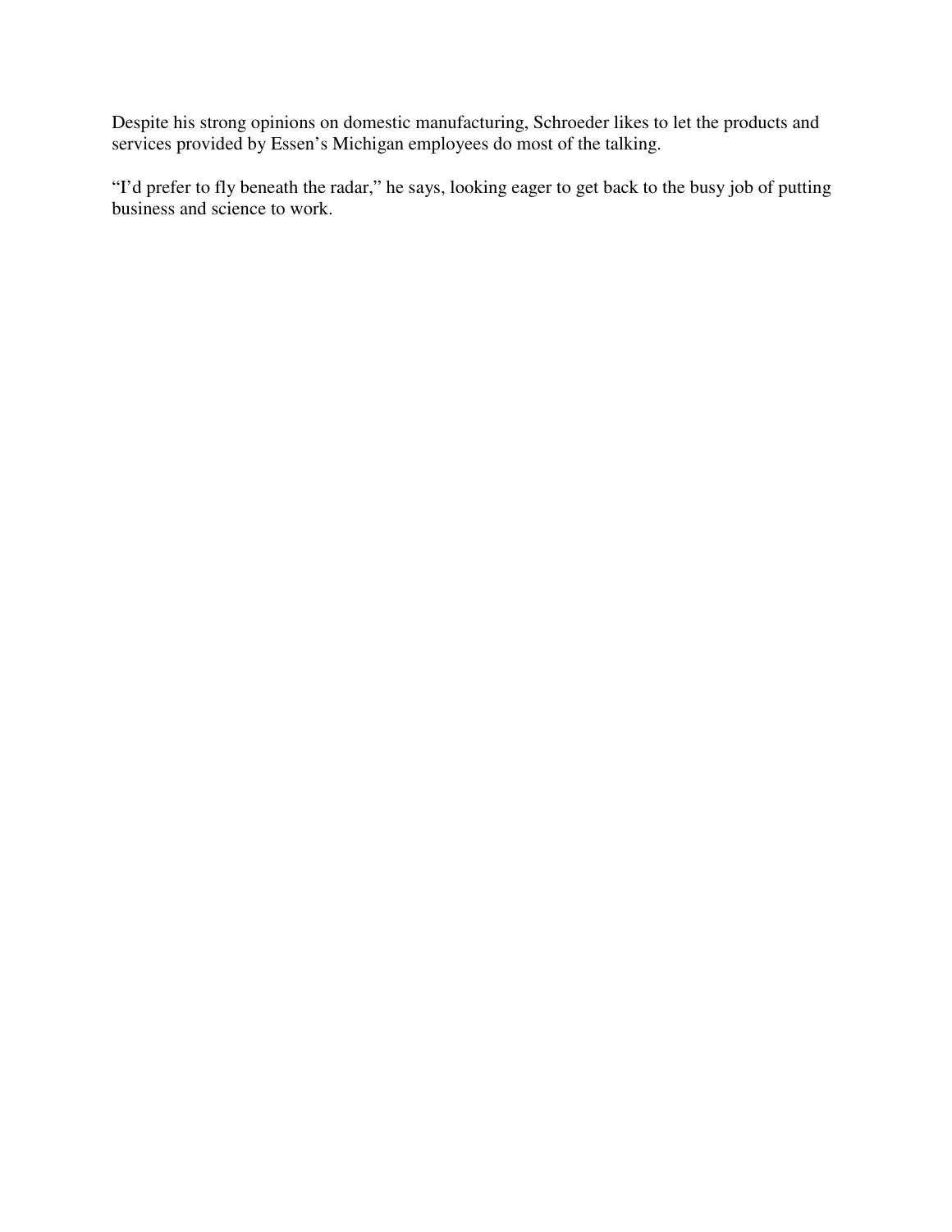Despite his strong opinions on domestic manufacturing, Schroeder likes to let the products and services provided by Essen's Michigan employees do most of the talking.

"I'd prefer to fly beneath the radar," he says, looking eager to get back to the busy job of putting business and science to work.